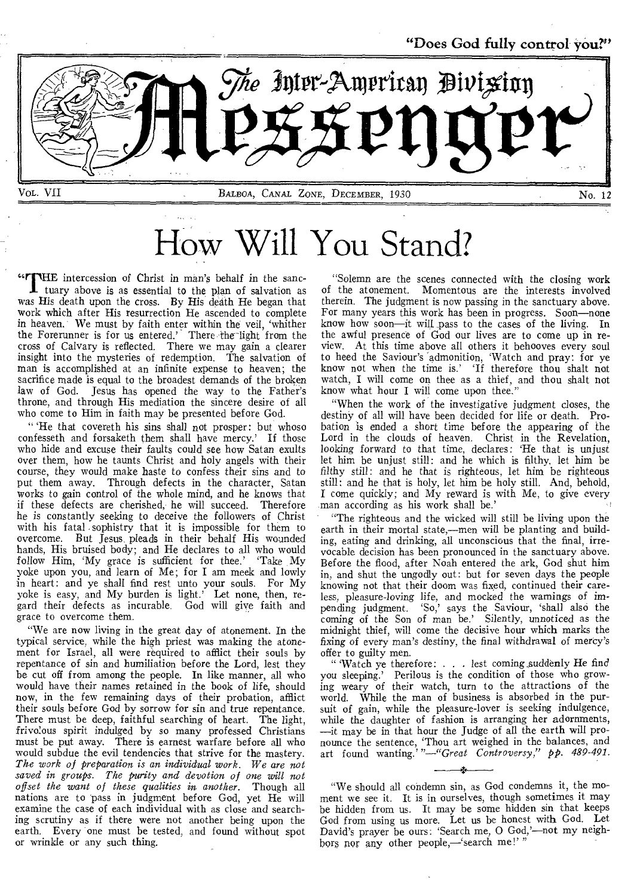"Does God fully control you?"

# The Inter-American Division Messenger

VOL. VII — BALBOA, CANAL ZONE, DECEMBER, 1930 — No. 12

# How Will You Stand?

"THE intercession of Christ in man's behalf in the sanctuary above is as essential to the plan of salvation as was His death upon the cross. By His death He began that work which after His resurrection He ascended to complete in heaven. We must by faith enter within the veil, 'whither the Forerunner is for us entered.' There the light from the cross of Calvary is reflected. There we may gain a clearer insight into the mysteries of redemption. The salvation of man is accomplished at an infinite expense to heaven; the sacrifice made is equal to the broadest demands of the broken law of God. Jesus has opened the way to the Father's throne, and through His mediation the sincere desire of all who come to Him in faith may be presented before God.

"'He that covereth his sins shall not prosper: but whoso confesseth and forsaketh them shall have mercy.' If those who hide and excuse their faults could see how Satan exults over them, how he taunts Christ and holy angels with their course, they would make haste to confess their sins and to put them away. Through defects in the character, Satan works to gain control of the whole mind, and he knows that if these defects are cherished, he will succeed. Therefore he is constantly seeking to deceive the followers of Christ with his fatal sophistry that it is impossible for them to overcome. But Jesus pleads in their behalf His wounded hands, His bruised body; and He declares to all who would follow Him, 'My grace is sufficient for thee.' 'Take My yoke upon you, and learn of Me; for I am meek and lowly in heart: and ye shall find rest unto your souls. For My yoke is easy, and My burden is light.' Let none, then, regard their defects as incurable. God will give faith and grace to overcome them.

"We are now living in the great day of atonement. In the typical service, while the high priest was making the atonement for Israel, all were required to afflict their souls by repentance of sin and humiliation before the Lord, lest they be cut off from among the people. In like manner, all who would have their names retained in the book of life, should now, in the few remaining days of their probation, afflict their souls before God by sorrow for sin and true repentance. There must be deep, faithful searching of heart. The light, frivolous spirit indulged by so many professed Christians must be put away. There is earnest warfare before all who would subdue the evil tendencies that strive for the mastery. *The work of preparation is an individual work. We are not saved in groups. The purity and devotion of one will not offset the want of these qualities in another.* Though all nations are to pass in judgment before God, yet He will examine the case of each individual with as close and searching scrutiny as if there were not another being upon the earth. Every one must be tested, and found without spot or wrinkle or any such thing.

"Solemn are the scenes connected with the closing work of the atonement. Momentous are the interests involved therein. The judgment is now passing in the sanctuary above. For many years this work has been in progress. Soon—none know how soon—it will pass to the cases of the living. In the awful presence of God our lives are to come up in review. At this time above all others it behooves every soul to heed the Saviour's admonition, 'Watch and pray: for ye know not when the time is.' 'If therefore thou shalt not watch, I will come on thee as a thief, and thou shalt not know what hour I will come upon thee.'

"When the work of the investigative judgment closes, the destiny of all will have been decided for life or death. Probation is ended a short time before the appearing of the Lord in the clouds of heaven. Christ in the Revelation, looking forward to that time, declares: 'He that is unjust let him be unjust still: and he which is filthy, let him be filthy still: and he that is righteous, let him be righteous still: and he that is holy, let him be holy still. And, behold, I come quickly; and My reward is with Me, to give every man according as his work shall be.'

"The righteous and the wicked will still be living upon the earth in their mortal state,—men will be planting and building, eating and drinking, all unconscious that the final, irrevocable decision has been pronounced in the sanctuary above. Before the flood, after Noah entered the ark, God shut him in, and shut the ungodly out: but for seven days the people knowing not that their doom was fixed, continued their careless, pleasure-loving life, and mocked the warnings of impending judgment. 'So,' says the Saviour, 'shall also the coming of the Son of man be.' Silently, unnoticed as the midnight thief, will come the decisive hour which marks the fixing of every man's destiny, the final withdrawal of mercy's offer to guilty men.

"'Watch ye therefore: . . . lest coming suddenly He find you sleeping.' Perilous is the condition of those who growing weary of their watch, turn to the attractions of the world. While the man of business is absorbed in the pursuit of gain, while the pleasure-lover is seeking indulgence, while the daughter of fashion is arranging her adornments, —it may be in that hour the Judge of all the earth will pronounce the sentence, 'Thou art weighed in the balances, and art found wanting.'"—*"Great Controversy," pp. 489-491.*

---

"We should all condemn sin, as God condemns it, the moment we see it. It is in ourselves, though sometimes it may be hidden from us. It may be some hidden sin that keeps God from using us more. Let us be honest with God. Let David's prayer be ours: 'Search me, O God,'—not my neighbors nor any other people,—'search me!'"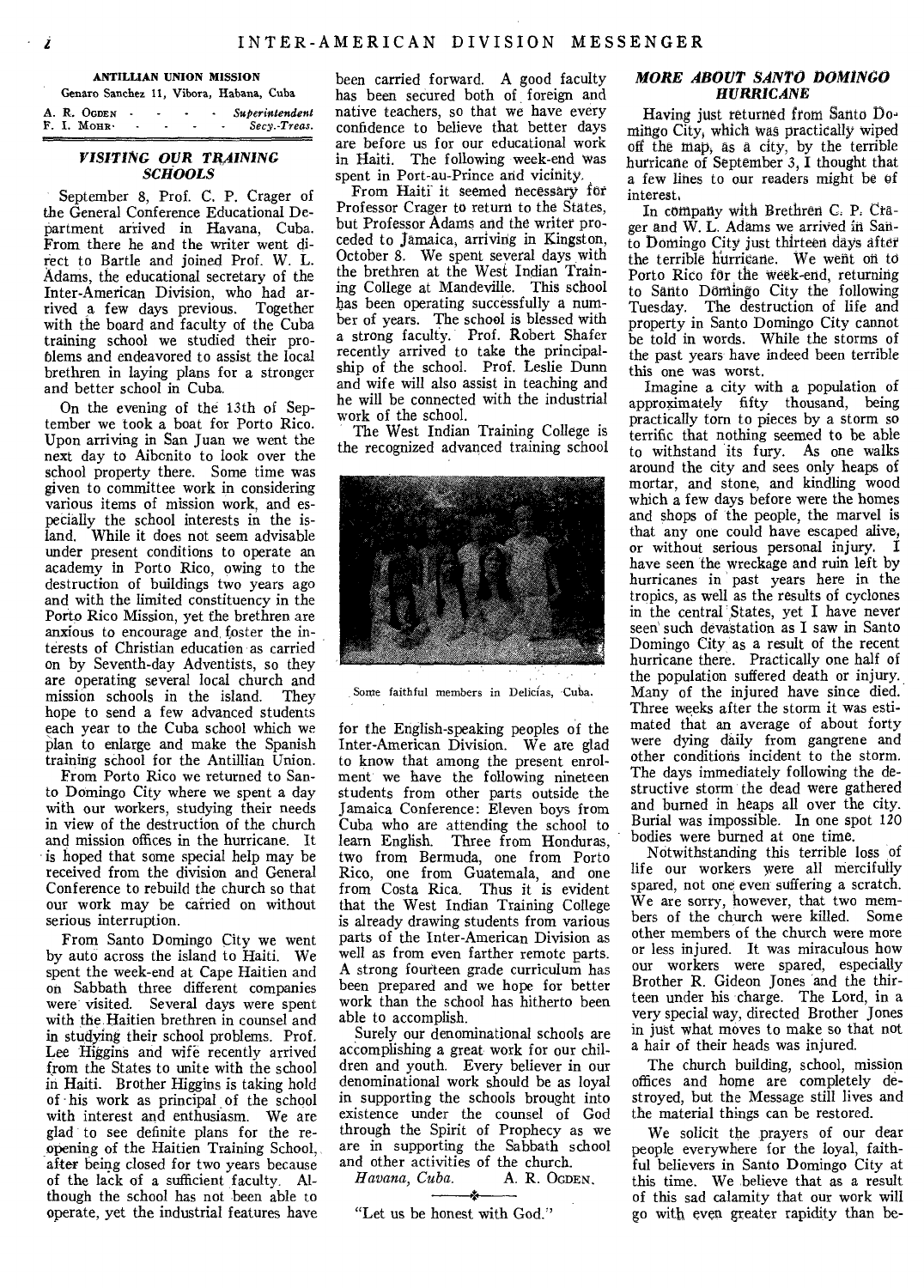**ANTILLIAN UNION MISSION**

Genaro Sanchez 11, Vibora, Habana, Cuba

A. R. OGDEN - - - - *Superintendent*
F. I. MOHR - - - - - *Secy.-Treas.*

### *VISITING OUR TRAINING SCHOOLS*

September 8, Prof. C. P. Crager of the General Conference Educational Department arrived in Havana, Cuba. From there he and the writer went direct to Bartle and joined Prof. W. L. Adams, the educational secretary of the Inter-American Division, who had arrived a few days previous. Together with the board and faculty of the Cuba training school we studied their problems and endeavored to assist the local brethren in laying plans for a stronger and better school in Cuba.

On the evening of the 13th of September we took a boat for Porto Rico. Upon arriving in San Juan we went the next day to Aibonito to look over the school property there. Some time was given to committee work in considering various items of mission work, and especially the school interests in the island. While it does not seem advisable under present conditions to operate an academy in Porto Rico, owing to the destruction of buildings two years ago and with the limited constituency in the Porto Rico Mission, yet the brethren are anxious to encourage and foster the interests of Christian education as carried on by Seventh-day Adventists, so they are operating several local church and mission schools in the island. They hope to send a few advanced students each year to the Cuba school which we plan to enlarge and make the Spanish training school for the Antillian Union.

From Porto Rico we returned to Santo Domingo City where we spent a day with our workers, studying their needs in view of the destruction of the church and mission offices in the hurricane. It is hoped that some special help may be received from the division and General Conference to rebuild the church so that our work may be carried on without serious interruption.

From Santo Domingo City we went by auto across the island to Haiti. We spent the week-end at Cape Haitien and on Sabbath three different companies were visited. Several days were spent with the Haitien brethren in counsel and in studying their school problems. Prof. Lee Higgins and wife recently arrived from the States to unite with the school in Haiti. Brother Higgins is taking hold of his work as principal of the school with interest and enthusiasm. We are glad to see definite plans for the re-opening of the Haitien Training School, after being closed for two years because of the lack of a sufficient faculty. Although the school has not been able to operate, yet the industrial features have been carried forward. A good faculty has been secured both of foreign and native teachers, so that we have every confidence to believe that better days are before us for our educational work in Haiti. The following week-end was spent in Port-au-Prince and vicinity.

From Haiti it seemed necessary for Professor Crager to return to the States, but Professor Adams and the writer proceeded to Jamaica, arriving in Kingston, October 8. We spent several days with the brethren at the West Indian Training College at Mandeville. This school has been operating successfully a number of years. The school is blessed with a strong faculty. Prof. Robert Shafer recently arrived to take the principalship of the school. Prof. Leslie Dunn and wife will also assist in teaching and he will be connected with the industrial work of the school.

The West Indian Training College is the recognized advanced training school for the English-speaking peoples of the Inter-American Division. We are glad to know that among the present enrolment we have the following nineteen students from other parts outside the Jamaica Conference: Eleven boys from Cuba who are attending the school to learn English. Three from Honduras, two from Bermuda, one from Porto Rico, one from Guatemala, and one from Costa Rica. Thus it is evident that the West Indian Training College is already drawing students from various parts of the Inter-American Division as well as from even farther remote parts. A strong fourteen grade curriculum has been prepared and we hope for better work than the school has hitherto been able to accomplish.

Some faithful members in Delicias, Cuba.

Surely our denominational schools are accomplishing a great work for our children and youth. Every believer in our denominational work should be as loyal in supporting the schools brought into existence under the counsel of God through the Spirit of Prophecy as we are in supporting the Sabbath school and other activities of the church.

*Havana, Cuba.* A. R. OGDEN.

"Let us be honest with God."

### *MORE ABOUT SANTO DOMINGO HURRICANE*

Having just returned from Santo Domingo City, which was practically wiped off the map, as a city, by the terrible hurricane of September 3, I thought that a few lines to our readers might be of interest.

In company with Brethren C. P. Crager and W. L. Adams we arrived in Santo Domingo City just thirteen days after the terrible hurricane. We went on to Porto Rico for the week-end, returning to Santo Domingo City the following Tuesday. The destruction of life and property in Santo Domingo City cannot be told in words. While the storms of the past years have indeed been terrible this one was worst.

Imagine a city with a population of approximately fifty thousand, being practically torn to pieces by a storm so terrific that nothing seemed to be able to withstand its fury. As one walks around the city and sees only heaps of mortar, and stone, and kindling wood which a few days before were the homes and shops of the people, the marvel is that any one could have escaped alive, or without serious personal injury. I have seen the wreckage and ruin left by hurricanes in past years here in the tropics, as well as the results of cyclones in the central States, yet I have never seen such devastation as I saw in Santo Domingo City as a result of the recent hurricane there. Practically one half of the population suffered death or injury. Many of the injured have since died. Three weeks after the storm it was estimated that an average of about forty were dying daily from gangrene and other conditions incident to the storm. The days immediately following the destructive storm the dead were gathered and burned in heaps all over the city. Burial was impossible. In one spot 120 bodies were burned at one time.

Notwithstanding this terrible loss of life our workers were all mercifully spared, not one even suffering a scratch. We are sorry, however, that two members of the church were killed. Some other members of the church were more or less injured. It was miraculous how our workers were spared, especially Brother R. Gideon Jones and the thirteen under his charge. The Lord, in a very special way, directed Brother Jones in just what moves to make so that not a hair of their heads was injured.

The church building, school, mission offices and home are completely destroyed, but the Message still lives and the material things can be restored.

We solicit the prayers of our dear people everywhere for the loyal, faithful believers in Santo Domingo City at this time. We believe that as a result of this sad calamity that our work will go with even greater rapidity than be-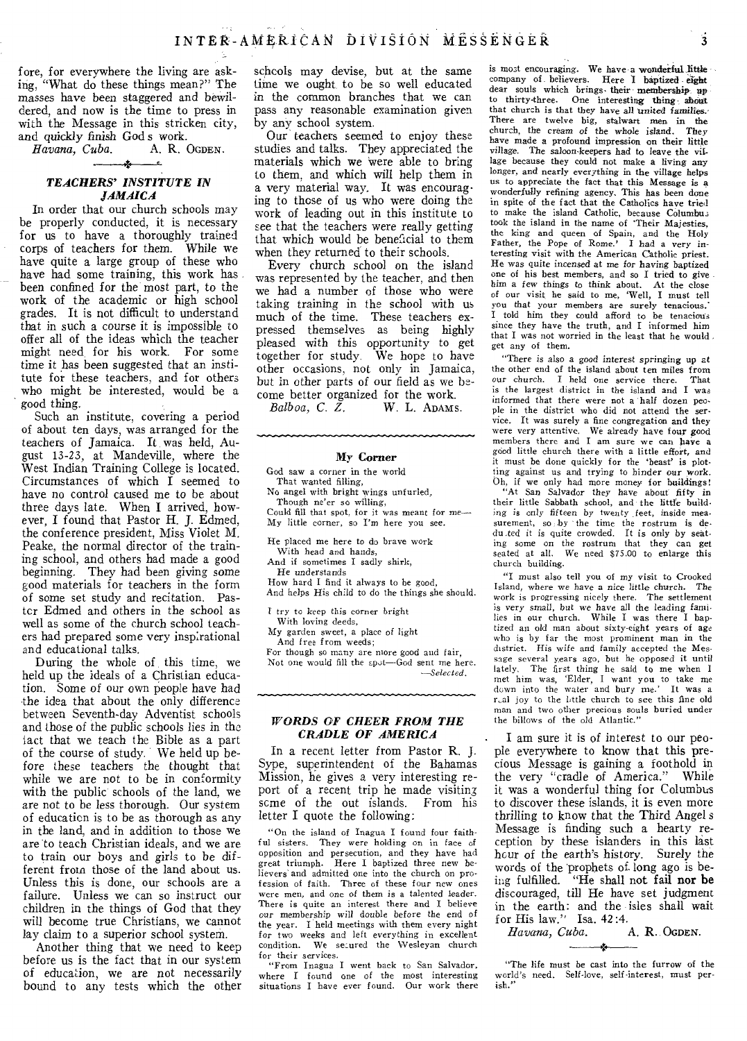fore, for everywhere the living are asking, "What do these things mean?" The masses have been staggered and bewildered, and now is the time to press in with the Message in this stricken city, and quickly finish God's work.

*Havana, Cuba.* A. R. OGDEN.

## *TEACHERS' INSTITUTE IN JAMAICA*

In order that our church schools may be properly conducted, it is necessary for us to have a thoroughly trained corps of teachers for them. While we have quite a large group of these who have had some training, this work has been confined for the most part, to the work of the academic or high school grades. It is not difficult to understand that in such a course it is impossible to offer all of the ideas which the teacher might need for his work. For some time it has been suggested that an institute for these teachers, and for others who might be interested, would be a good thing.

Such an institute, covering a period of about ten days, was arranged for the teachers of Jamaica. It was held, August 13-23, at Mandeville, where the West Indian Training College is located. Circumstances of which I seemed to have no control caused me to be about three days late. When I arrived, however, I found that Pastor H. J. Edmed, the conference president, Miss Violet M. Peake, the normal director of the training school, and others had made a good beginning. They had been giving some good materials for teachers in the form of some set study and recitation. Pastor Edmed and others in the school as well as some of the church school teachers had prepared some very inspirational and educational talks.

During the whole of this time, we held up the ideals of a Christian education. Some of our own people have had the idea that about the only difference between Seventh-day Adventist schools and those of the public schools lies in the fact that we teach the Bible as a part of the course of study. We held up before these teachers the thought that while we are not to be in conformity with the public schools of the land, we are not to be less thorough. Our system of education is to be as thorough as any in the land, and in addition to those we are to teach Christian ideals, and we are to train our boys and girls to be different from those of the land about us. Unless this is done, our schools are a failure. Unless we can so instruct our children in the things of God that they will become true Christians, we cannot lay claim to a superior school system.

Another thing that we need to keep before us is the fact that in our system of education, we are not necessarily bound to any tests which the other schools may devise, but at the same time we ought to be so well educated in the common branches that we can pass any reasonable examination given by any school system.

Our teachers seemed to enjoy these studies and talks. They appreciated the materials which we were able to bring to them, and which will help them in a very material way. It was encouraging to those of us who were doing the work of leading out in this institute to see that the teachers were really getting that which would be beneficial to them when they returned to their schools.

Every church school on the island was represented by the teacher, and then we had a number of those who were taking training in the school with us much of the time. These teachers expressed themselves as being highly pleased with this opportunity to get together for study. We hope to have other occasions, not only in Jamaica, but in other parts of our field as we become better organized for the work.

*Balboa, C. Z.* W. L. ADAMS.

### My Corner

God saw a corner in the world
That wanted filling,
No angel with bright wings unfurled,
Though ne'er so willing,
Could fill that spot, for it was meant for me—
My little corner, so I'm here you see.

He placed me here to do brave work
With head and hands,
And if sometimes I sadly shirk,
He understands
How hard I find it always to be good,
And helps His child to do the things she should.

I try to keep this corner bright
With loving deeds,
My garden sweet, a place of light
And free from weeds;
For though so many are more good and fair,
Not one would fill the spot—God sent me here.

—*Selected.*

## *WORDS OF CHEER FROM THE CRADLE OF AMERICA*

In a recent letter from Pastor R. J. Sype, superintendent of the Bahamas Mission, he gives a very interesting report of a recent trip he made visiting some of the out islands. From his letter I quote the following:

"On the island of Inagua I found four faithful sisters. They were holding on in face of opposition and persecution, and they have had great triumph. Here I baptized three new believers and admitted one into the church on profession of faith. Three of these four new ones were men, and one of them is a talented leader. There is quite an interest there and I believe our membership will double before the end of the year. I held meetings with them every night for two weeks and left everything in excellent condition. We secured the Wesleyan church for their services.

"From Inagua I went back to San Salvador, where I found one of the most interesting situations I have ever found. Our work there is most encouraging. We have a wonderful little company of believers. Here I baptized eight dear souls which brings their membership up to thirty-three. One interesting thing about that church is that they have all united families. There are twelve big, stalwart men in the church, the cream of the whole island. They have made a profound impression on their little village. The saloon-keepers had to leave the village because they could not make a living any longer, and nearly everything in the village helps us to appreciate the fact that this Message is a wonderfully refining agency. This has been done in spite of the fact that the Catholics have tried to make the island Catholic, because Columbus took the island in the name of 'Their Majesties, the king and queen of Spain, and the Holy Father, the Pope of Rome.' I had a very interesting visit with the American Catholic priest. He was quite incensed at me for having baptized one of his best members, and so I tried to give him a few things to think about. At the close of our visit he said to me, 'Well, I must tell you that your members are surely tenacious.' I told him they could afford to be tenacious since they have the truth, and I informed him that I was not worried in the least that he would get any of them.

"There is also a good interest springing up at the other end of the island about ten miles from our church. I held one service there. That is the largest district in the island and I was informed that there were not a half dozen people in the district who did not attend the service. It was surely a fine congregation and they were very attentive. We already have four good members there and I am sure we can have a good little church there with a little effort, and it must be done quickly for the 'beast' is plotting against us and trying to hinder our work. Oh, if we only had more money for buildings!

"At San Salvador they have about fifty in their little Sabbath school, and the little building is only fifteen by twenty feet, inside measurement, so by the time the rostrum is deducted it is quite crowded. It is only by seating some on the rostrum that they can get seated at all. We need $75.00 to enlarge this church building.

"I must also tell you of my visit to Crooked Island, where we have a nice little church. The work is progressing nicely there. The settlement is very small, but we have all the leading families in our church. While I was there I baptized an old man about sixty-eight years of age who is by far the most prominent man in the district. His wife and family accepted the Message several years ago, but he opposed it until lately. The first thing he said to me when I met him was, 'Elder, I want you to take me down into the water and bury me.' It was a real joy to the little church to see this fine old man and two other precious souls buried under the billows of the old Atlantic."

I am sure it is of interest to our people everywhere to know that this precious Message is gaining a foothold in the very "cradle of America." While it was a wonderful thing for Columbus to discover these islands, it is even more thrilling to know that the Third Angel's Message is finding such a hearty reception by these islanders in this last hour of the earth's history. Surely the words of the prophets of long ago is being fulfilled. "He shall not fail nor be discouraged, till He have set judgment in the earth: and the isles shall wait for His law." Isa. 42:4.

*Havana, Cuba.* A. R. OGDEN.

"The life must be cast into the furrow of the world's need. Self-love, self-interest, must perish."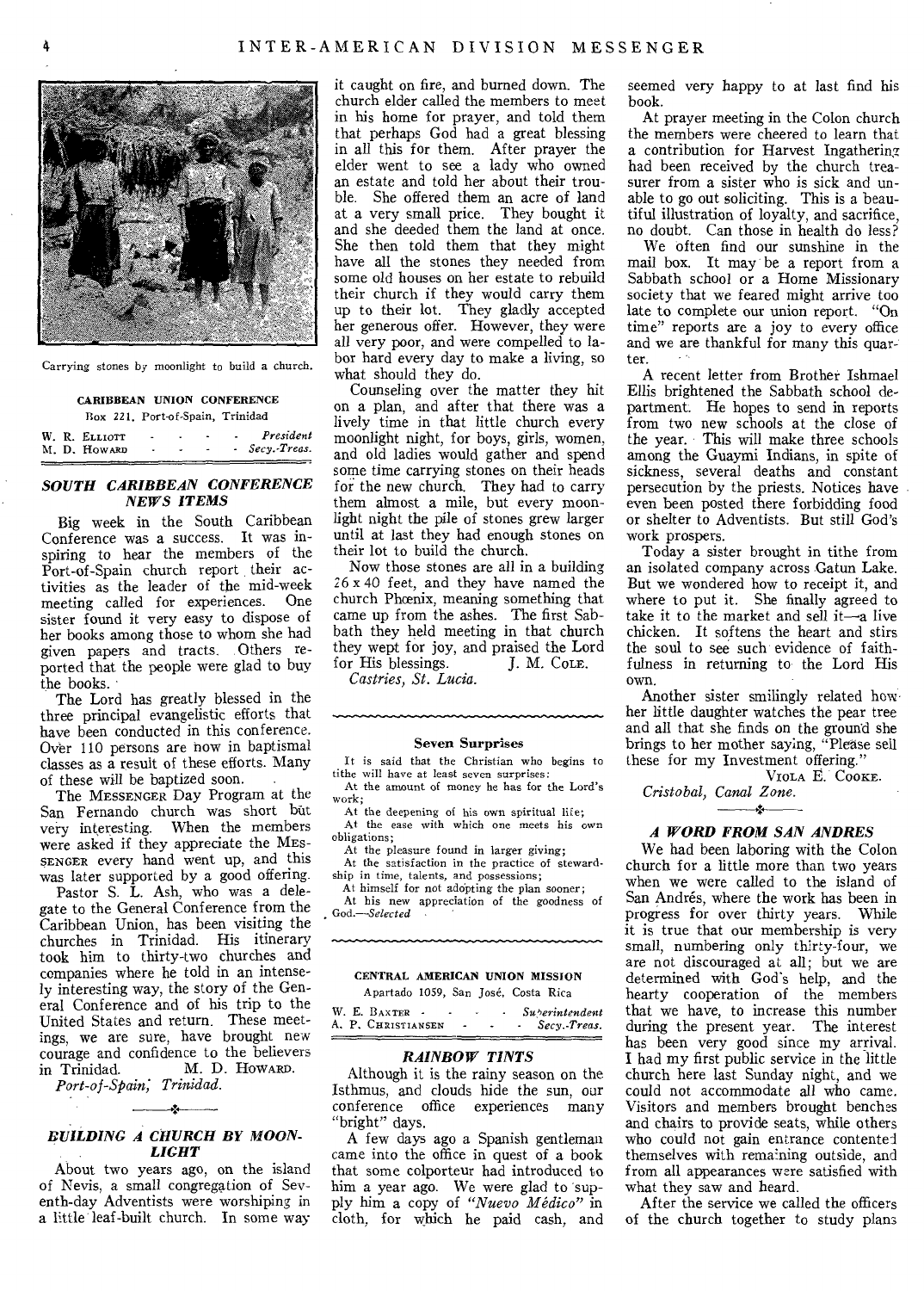Carrying stones by moonlight to build a church.

**CARIBBEAN UNION CONFERENCE**
Box 221, Port-of-Spain, Trinidad

W. R. ELLIOTT - - - - - *President*
M. D. HOWARD - - - - - *Secy.-Treas.*

## *SOUTH CARIBBEAN CONFERENCE NEWS ITEMS*

Big week in the South Caribbean Conference was a success. It was inspiring to hear the members of the Port-of-Spain church report their activities as the leader of the mid-week meeting called for experiences. One sister found it very easy to dispose of her books among those to whom she had given papers and tracts. Others reported that the people were glad to buy the books.

The Lord has greatly blessed in the three principal evangelistic efforts that have been conducted in this conference. Over 110 persons are now in baptismal classes as a result of these efforts. Many of these will be baptized soon.

The MESSENGER Day Program at the San Fernando church was short but very interesting. When the members were asked if they appreciate the MESSENGER every hand went up, and this was later supported by a good offering.

Pastor S. L. Ash, who was a delegate to the General Conference from the Caribbean Union, has been visiting the churches in Trinidad. His itinerary took him to thirty-two churches and companies where he told in an intensely interesting way, the story of the General Conference and of his trip to the United States and return. These meetings, we are sure, have brought new courage and confidence to the believers in Trinidad. M. D. HOWARD.

*Port-of-Spain, Trinidad.*

## *BUILDING A CHURCH BY MOONLIGHT*

About two years ago, on the island of Nevis, a small congregation of Seventh-day Adventists were worshiping in a little leaf-built church. In some way it caught on fire, and burned down. The church elder called the members to meet in his home for prayer, and told them that perhaps God had a great blessing in all this for them. After prayer the elder went to see a lady who owned an estate and told her about their trouble. She offered them an acre of land at a very small price. They bought it and she deeded them the land at once. She then told them that they might have all the stones they needed from some old houses on her estate to rebuild their church if they would carry them up to their lot. They gladly accepted her generous offer. However, they were all very poor, and were compelled to labor hard every day to make a living, so what should they do.

Counseling over the matter they hit on a plan, and after that there was a lively time in that little church every moonlight night, for boys, girls, women, and old ladies would gather and spend some time carrying stones on their heads for the new church. They had to carry them almost a mile, but every moonlight night the pile of stones grew larger until at last they had enough stones on their lot to build the church.

Now those stones are all in a building 26 x 40 feet, and they have named the church Phœnix, meaning something that came up from the ashes. The first Sabbath they held meeting in that church they wept for joy, and praised the Lord for His blessings. J. M. COLE.

*Castries, St. Lucia.*

### Seven Surprises

It is said that the Christian who begins to tithe will have at least seven surprises:

At the amount of money he has for the Lord's work;

At the deepening of his own spiritual life;

At the ease with which one meets his own obligations;

At the pleasure found in larger giving;

At the satisfaction in the practice of stewardship in time, talents, and possessions;

At himself for not adopting the plan sooner;

At his new appreciation of the goodness of God.—*Selected*

**CENTRAL AMERICAN UNION MISSION**
Apartado 1059, San José, Costa Rica

W. E. BAXTER - - - - *Superintendent*
A. P. CHRISTIANSEN - - - *Secy.-Treas.*

## *RAINBOW TINTS*

Although it is the rainy season on the Isthmus, and clouds hide the sun, our conference office experiences many "bright" days.

A few days ago a Spanish gentleman came into the office in quest of a book that some colporteur had introduced to him a year ago. We were glad to supply him a copy of *"Nuevo Médico"* in cloth, for which he paid cash, and seemed very happy to at last find his book.

At prayer meeting in the Colon church the members were cheered to learn that a contribution for Harvest Ingathering had been received by the church treasurer from a sister who is sick and unable to go out soliciting. This is a beautiful illustration of loyalty, and sacrifice, no doubt. Can those in health do less?

We often find our sunshine in the mail box. It may be a report from a Sabbath school or a Home Missionary society that we feared might arrive too late to complete our union report. "On time" reports are a joy to every office and we are thankful for many this quarter.

A recent letter from Brother Ishmael Ellis brightened the Sabbath school department. He hopes to send in reports from two new schools at the close of the year. This will make three schools among the Guaymi Indians, in spite of sickness, several deaths and constant persecution by the priests. Notices have even been posted there forbidding food or shelter to Adventists. But still God's work prospers.

Today a sister brought in tithe from an isolated company across Gatun Lake. But we wondered how to receipt it, and where to put it. She finally agreed to take it to the market and sell it—a live chicken. It softens the heart and stirs the soul to see such evidence of faithfulness in returning to the Lord His own.

Another sister smilingly related how her little daughter watches the pear tree and all that she finds on the ground she brings to her mother saying, "Please sell these for my Investment offering."

VIOLA E. COOKE.

*Cristobal, Canal Zone.*

## *A WORD FROM SAN ANDRES*

We had been laboring with the Colon church for a little more than two years when we were called to the island of San Andrés, where the work has been in progress for over thirty years. While it is true that our membership is very small, numbering only thirty-four, we are not discouraged at all; but we are determined with God's help, and the hearty cooperation of the members that we have, to increase this number during the present year. The interest has been very good since my arrival. I had my first public service in the little church here last Sunday night, and we could not accommodate all who came. Visitors and members brought benches and chairs to provide seats, while others who could not gain entrance contented themselves with remaining outside, and from all appearances were satisfied with what they saw and heard.

After the service we called the officers of the church together to study plans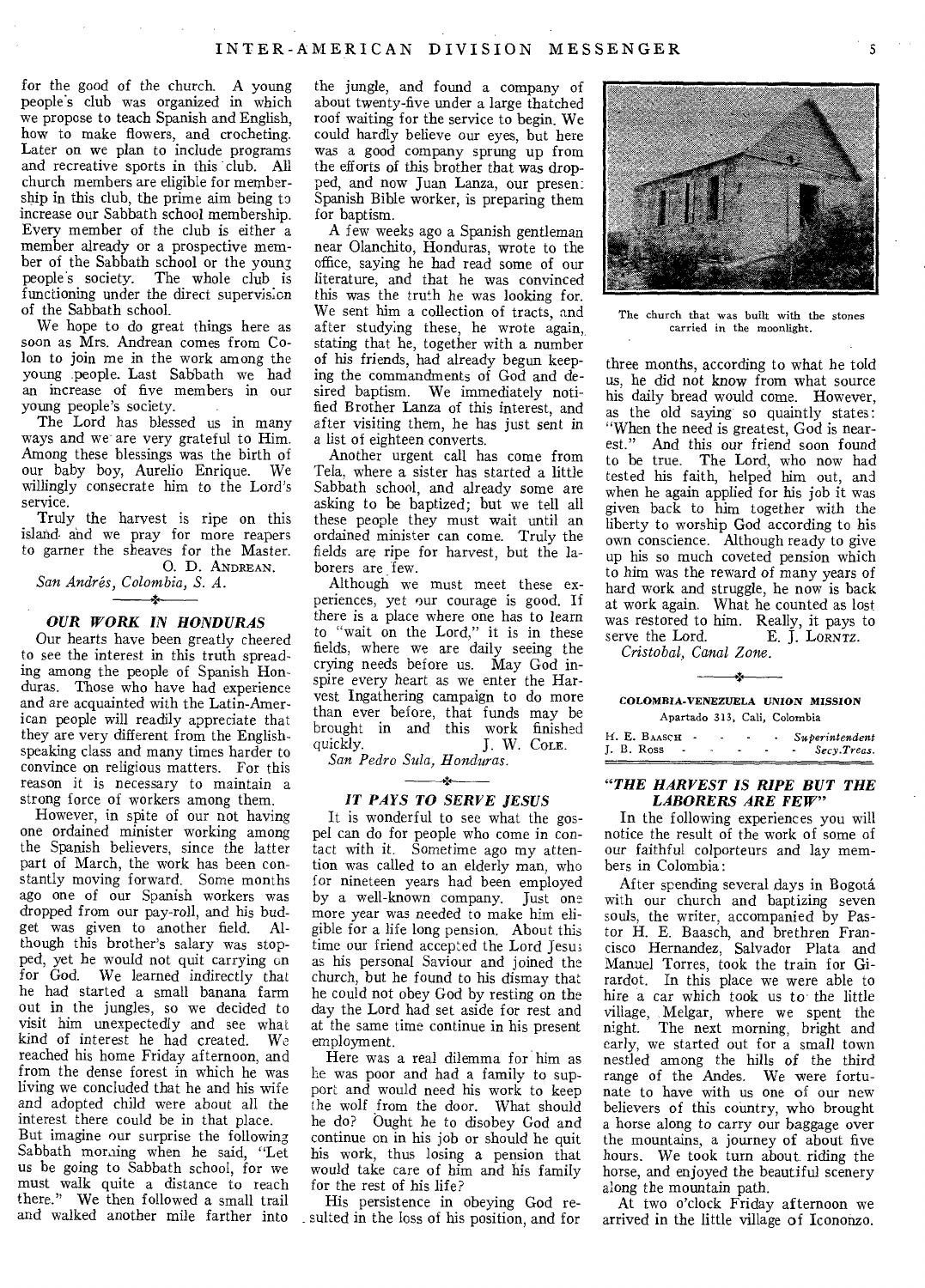for the good of the church. A young people's club was organized in which we propose to teach Spanish and English, how to make flowers, and crocheting. Later on we plan to include programs and recreative sports in this club. All church members are eligible for membership in this club, the prime aim being to increase our Sabbath school membership. Every member of the club is either a member already or a prospective member of the Sabbath school or the young people's society. The whole club is functioning under the direct supervision of the Sabbath school.

We hope to do great things here as soon as Mrs. Andrean comes from Colon to join me in the work among the young people. Last Sabbath we had an increase of five members in our young people's society.

The Lord has blessed us in many ways and we are very grateful to Him. Among these blessings was the birth of our baby boy, Aurelio Enrique. We willingly consecrate him to the Lord's service.

Truly the harvest is ripe on this island and we pray for more reapers to garner the sheaves for the Master.

O. D. ANDREAN.

*San Andrés, Colombia, S. A.*

### *OUR WORK IN HONDURAS*

Our hearts have been greatly cheered to see the interest in this truth spreading among the people of Spanish Honduras. Those who have had experience and are acquainted with the Latin-American people will readily appreciate that they are very different from the English-speaking class and many times harder to convince on religious matters. For this reason it is necessary to maintain a strong force of workers among them.

However, in spite of our not having one ordained minister working among the Spanish believers, since the latter part of March, the work has been constantly moving forward. Some months ago one of our Spanish workers was dropped from our pay-roll, and his budget was given to another field. Although this brother's salary was stopped, yet he would not quit carrying on for God. We learned indirectly that he had started a small banana farm out in the jungles, so we decided to visit him unexpectedly and see what kind of interest he had created. We reached his home Friday afternoon, and from the dense forest in which he was living we concluded that he and his wife and adopted child were about all the interest there could be in that place. But imagine our surprise the following Sabbath morning when he said, "Let us be going to Sabbath school, for we must walk quite a distance to reach there." We then followed a small trail and walked another mile farther into the jungle, and found a company of about twenty-five under a large thatched roof waiting for the service to begin. We could hardly believe our eyes, but here was a good company sprung up from the efforts of this brother that was dropped, and now Juan Lanza, our present Spanish Bible worker, is preparing them for baptism.

A few weeks ago a Spanish gentleman near Olanchito, Honduras, wrote to the office, saying he had read some of our literature, and that he was convinced this was the truth he was looking for. We sent him a collection of tracts, and after studying these, he wrote again, stating that he, together with a number of his friends, had already begun keeping the commandments of God and desired baptism. We immediately notified Brother Lanza of this interest, and after visiting them, he has just sent in a list of eighteen converts.

Another urgent call has come from Tela, where a sister has started a little Sabbath school, and already some are asking to be baptized; but we tell all these people they must wait until an ordained minister can come. Truly the fields are ripe for harvest, but the laborers are few.

Although we must meet these experiences, yet our courage is good. If there is a place where one has to learn to "wait on the Lord," it is in these fields, where we are daily seeing the crying needs before us. May God inspire every heart as we enter the Harvest Ingathering campaign to do more than ever before, that funds may be brought in and this work finished quickly.

J. W. COLE.

*San Pedro Sula, Honduras.*

### *IT PAYS TO SERVE JESUS*

It is wonderful to see what the gospel can do for people who come in contact with it. Sometime ago my attention was called to an elderly man, who for nineteen years had been employed by a well-known company. Just one more year was needed to make him eligible for a life long pension. About this time our friend accepted the Lord Jesus as his personal Saviour and joined the church, but he found to his dismay that he could not obey God by resting on the day the Lord had set aside for rest and at the same time continue in his present employment.

Here was a real dilemma for him as he was poor and had a family to support and would need his work to keep the wolf from the door. What should he do? Ought he to disobey God and continue on in his job or should he quit his work, thus losing a pension that would take care of him and his family for the rest of his life?

His persistence in obeying God resulted in the loss of his position, and for three months, according to what he told us, he did not know from what source his daily bread would come. However, as the old saying so quaintly states: "When the need is greatest, God is nearest." And this our friend soon found to be true. The Lord, who now had tested his faith, helped him out, and when he again applied for his job it was given back to him together with the liberty to worship God according to his own conscience. Although ready to give up his so much coveted pension which to him was the reward of many years of hard work and struggle, he now is back at work again. What he counted as lost was restored to him. Really, it pays to serve the Lord.

E. J. LORNTZ.

*Cristobal, Canal Zone.*

The church that was built with the stones carried in the moonlight.

**COLOMBIA-VENEZUELA UNION MISSION**
Apartado 313, Cali, Colombia

H. E. BAASCH - - - - *Superintendent*
J. B. ROSS - - - - - *Secy.Treas.*

### *"THE HARVEST IS RIPE BUT THE LABORERS ARE FEW"*

In the following experiences you will notice the result of the work of some of our faithful colporteurs and lay members in Colombia:

After spending several days in Bogotá with our church and baptizing seven souls, the writer, accompanied by Pastor H. E. Baasch, and brethren Francisco Hernandez, Salvador Plata and Manuel Torres, took the train for Girardot. In this place we were able to hire a car which took us to the little village, Melgar, where we spent the night. The next morning, bright and early, we started out for a small town nestled among the hills of the third range of the Andes. We were fortunate to have with us one of our new believers of this country, who brought a horse along to carry our baggage over the mountains, a journey of about five hours. We took turn about riding the horse, and enjoyed the beautiful scenery along the mountain path.

At two o'clock Friday afternoon we arrived in the little village of Icononzo.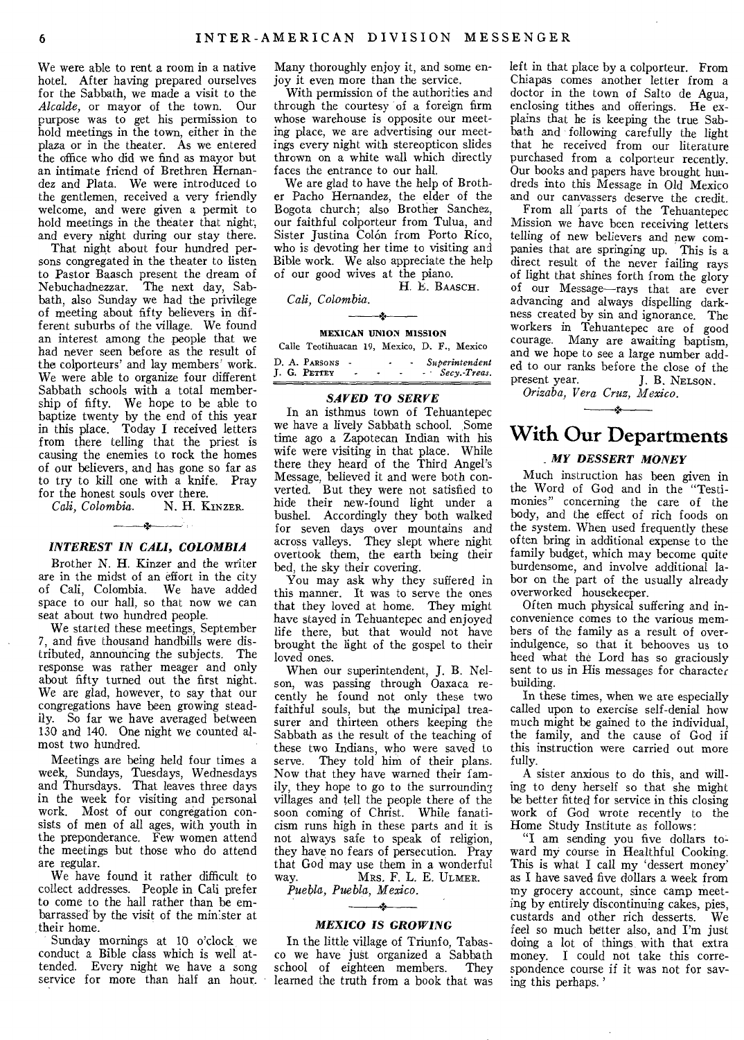We were able to rent a room in a native hotel. After having prepared ourselves for the Sabbath, we made a visit to the *Alcalde*, or mayor of the town. Our purpose was to get his permission to hold meetings in the town, either in the plaza or in the theater. As we entered the office who did we find as mayor but an intimate friend of Brethren Hernandez and Plata. We were introduced to the gentlemen, received a very friendly welcome, and were given a permit to hold meetings in the theater that night, and every night during our stay there.

That night about four hundred persons congregated in the theater to listen to Pastor Baasch present the dream of Nebuchadnezzar. The next day, Sabbath, also Sunday we had the privilege of meeting about fifty believers in different suburbs of the village. We found an interest among the people that we had never seen before as the result of the colporteurs' and lay members' work. We were able to organize four different Sabbath schools with a total membership of fifty. We hope to be able to baptize twenty by the end of this year in this place. Today I received letters from there telling that the priest is causing the enemies to rock the homes of our believers, and has gone so far as to try to kill one with a knife. Pray for the honest souls over there.

*Cali, Colombia.* N. H. KINZER.

### INTEREST IN CALI, COLOMBIA

Brother N. H. Kinzer and the writer are in the midst of an effort in the city of Cali, Colombia. We have added space to our hall, so that now we can seat about two hundred people.

We started these meetings, September 7, and five thousand handbills were distributed, announcing the subjects. The response was rather meager and only about fifty turned out the first night. We are glad, however, to say that our congregations have been growing steadily. So far we have averaged between 130 and 140. One night we counted almost two hundred.

Meetings are being held four times a week, Sundays, Tuesdays, Wednesdays and Thursdays. That leaves three days in the week for visiting and personal work. Most of our congregation consists of men of all ages, with youth in the preponderance. Few women attend the meetings but those who do attend are regular.

We have found it rather difficult to collect addresses. People in Cali prefer to come to the hall rather than be embarrassed by the visit of the minister at their home.

Sunday mornings at 10 o'clock we conduct a Bible class which is well attended. Every night we have a song service for more than half an hour. Many thoroughly enjoy it, and some enjoy it even more than the service.

With permission of the authorities and through the courtesy of a foreign firm whose warehouse is opposite our meeting place, we are advertising our meetings every night with stereopticon slides thrown on a white wall which directly faces the entrance to our hall.

We are glad to have the help of Brother Pacho Hernandez, the elder of the Bogota church; also Brother Sanchez, our faithful colporteur from Tulua, and Sister Justina Colón from Porto Rico, who is devoting her time to visiting and Bible work. We also appreciate the help of our good wives at the piano.

H. E. BAASCH.

*Cali, Colombia.*

## MEXICAN UNION MISSION

Calle Teotihuacan 19, Mexico, D. F., Mexico

D. A. PARSONS - *Superintendent*
J. G. PETTEY - *Secy.-Treas.*

### SAVED TO SERVE

In an isthmus town of Tehuantepec we have a lively Sabbath school. Some time ago a Zapotecan Indian with his wife were visiting in that place. While there they heard of the Third Angel's Message, believed it and were both converted. But they were not satisfied to hide their new-found light under a bushel. Accordingly they both walked for seven days over mountains and across valleys. They slept where night overtook them, the earth being their bed, the sky their covering.

You may ask why they suffered in this manner. It was to serve the ones that they loved at home. They might have stayed in Tehuantepec and enjoyed life there, but that would not have brought the light of the gospel to their loved ones.

When our superintendent, J. B. Nelson, was passing through Oaxaca recently he found not only these two faithful souls, but the municipal treasurer and thirteen others keeping the Sabbath as the result of the teaching of these two Indians, who were saved to serve. They told him of their plans. Now that they have warned their family, they hope to go to the surrounding villages and tell the people there of the soon coming of Christ. While fanaticism runs high in these parts and it is not always safe to speak of religion, they have no fears of persecution. Pray that God may use them in a wonderful way. MRS. F. L. E. ULMER.

*Puebla, Puebla, Mexico.*

### MEXICO IS GROWING

In the little village of Triunfo, Tabasco we have just organized a Sabbath school of eighteen members. They learned the truth from a book that was left in that place by a colporteur. From Chiapas comes another letter from a doctor in the town of Salto de Agua, enclosing tithes and offerings. He explains that he is keeping the true Sabbath and following carefully the light that he received from our literature purchased from a colporteur recently. Our books and papers have brought hundreds into this Message in Old Mexico and our canvassers deserve the credit.

From all parts of the Tehuantepec Mission we have been receiving letters telling of new believers and new companies that are springing up. This is a direct result of the never failing rays of light that shines forth from the glory of our Message—rays that are ever advancing and always dispelling darkness created by sin and ignorance. The workers in Tehuantepec are of good courage. Many are awaiting baptism, and we hope to see a large number added to our ranks before the close of the present year. J. B. NELSON.

*Orizaba, Vera Cruz, Mexico.*

# With Our Departments

### MY DESSERT MONEY

Much instruction has been given in the Word of God and in the "Testimonies" concerning the care of the body, and the effect of rich foods on the system. When used frequently these often bring in additional expense to the family budget, which may become quite burdensome, and involve additional labor on the part of the usually already overworked housekeeper.

Often much physical suffering and inconvenience comes to the various members of the family as a result of overindulgence, so that it behooves us to heed what the Lord has so graciously sent to us in His messages for character building.

In these times, when we are especially called upon to exercise self-denial how much might be gained to the individual, the family, and the cause of God if this instruction were carried out more fully.

A sister anxious to do this, and willing to deny herself so that she might be better fitted for service in this closing work of God wrote recently to the Home Study Institute as follows:

"I am sending you five dollars toward my course in Healthful Cooking. This is what I call my 'dessert money' as I have saved five dollars a week from my grocery account, since camp meeting by entirely discontinuing cakes, pies, custards and other rich desserts. We feel so much better also, and I'm just doing a lot of things with that extra money. I could not take this correspondence course if it was not for saving this perhaps.'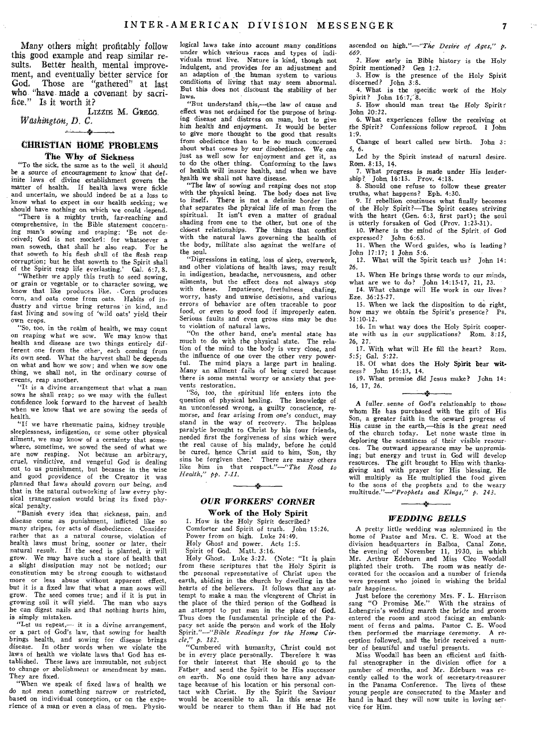Many others might profitably follow this good example and reap similar results. Better health, mental improvement, and eventually better service for God. Those are "gathered" at last who "have made a covenant by sacrifice." Is it worth it?

LIZZIE M. GREGG.

*Washington, D. C.*

## CHRISTIAN HOME PROBLEMS

### The Why of Sickness

"To the sick, the same as to the well, it should be a source of encouragement to know that definite laws of divine establishment govern the matter of health. If health laws were fickle and uncertain, we should indeed be at a loss to know what to expect in our health seeking; we should have nothing on which we could depend.

"There is a mighty truth, far-reaching and comprehensive, in the Bible statement concerning man's sowing and reaping: 'Be not deceived; God is not mocked: for whatsoever a man soweth, that shall he also reap. For he that soweth to his flesh shall of the flesh reap corruption; but he that soweth to the Spirit shall of the Spirit reap life everlasting.' Gal. 6:7, 8.

"Whether we apply this truth to seed sowing, or grain or vegetable, or to character sowing, we know that like produces like. Corn produces corn, and oats come from oats. Habits of industry and virtue bring returns in kind, and fast living and sowing of 'wild oats' yield their own crops.

"So, too, in the realm of health, we may count on reaping what we sow. We may know that health and disease are two things entirely different one from the other, each coming from its own seed. What the harvest shall be depends on what and how we sow; and when we sow one thing, we shall not, in the ordinary course of events, reap another.

"It is a divine arrangement that what a man sows he shall reap; so we may with the fullest confidence look forward to the harvest of health when we know that we are sowing the seeds of health.

"If we have rheumatic pains, kidney trouble, sleeplessness, indigestion, or some other physical ailment, we may know of a certainty that somewhere, sometime, we sowed the seed of what we are now reaping. Not because an arbitrary, cruel, vindictive, and vengeful God is dealing out to us punishment, but because in the wise and good providence of the Creator it was planned that laws should govern our being, and that in the natural outworking of law every physical transgression would bring its fixed physical penalty.

"Banish every idea that sickness, pain, and disease come as punishment, inflicted like so many stripes, for acts of disobedience. Consider rather that as a natural course, violation of health laws must bring, sooner or later, their natural result. If the seed is planted, it will grow. We may have such a store of health that a slight dissipation may not be noticed; our constitution may be strong enough to withstand more or less abuse without apparent effect, but it is a fixed law that what a man sows will grow. The seed comes true; and if it is put in growing soil it will yield. The man who says he can digest nails and that nothing hurts him, is simply mistaken.

"Let us repeat,— it is a divine arrangement, or a part of God's law, that sowing for health brings health, and sowing for disease brings disease. In other words when we violate the laws of health we violate laws that God has established. These laws are immutable, not subject to change or abolishment or amendment by man. They are fixed.

"When we speak of fixed laws of health we do not mean something narrow or restricted, based on individual conception, or on the experience of a man or even a class of men. Physiological laws take into account many conditions under which various races and types of individuals must live. Nature is kind, though not indulgent, and provides for an adjustment and an adaption of the human system to various conditions of living that may seem abnormal. But this does not discount the stability of her laws.

"But understand this,—the law of cause and effect was not ordained for the purpose of bringing disease and distress on man, but to give him health and enjoyment. It would be better to give more thought to the good that results from obedience than to be so much concerned about what comes by our disobedience. We can just as well sow for enjoyment and get it, as to do the other thing. Conforming to the laws of health will insure health, and when we have health we shall not have disease.

"The law of sowing and reaping does not stop with the physical being. The body does not live to itself. There is not a definite border line that separates the physical life of man from the spiritual. It isn't even a matter of gradual shading from one to the other, but one of the closest relationships. The things that conflict with the natural laws governing the health of the body, militate also against the welfare of the soul.

"Digressions in eating, loss of sleep, overwork, and other violations of health laws, may result in indigestion, headache, nervousness, and other ailments, but the effect does not always stop with these. Impatience, fretfulness, chafing, worry, hasty and unwise decisions, and various errors of behavior are often traceable to poor food, or even to good food if improperly eaten. Serious faults and even gross sins may be due to violation of natural laws.

"On the other hand, one's mental state has much to do with the physical state. The relation of the mind to the body is very close, and the influence of one over the other very powerful. The mind plays a large part in healing. Many an ailment fails of being cured because there is some mental worry or anxiety that prevents restoration.

"So, too, the spiritual life enters into the question of physical healing. The knowledge of an unconfessed wrong, a guilty conscience, remorse, and fear arising from one's conduct, may stand in the way of recovery. The helpless paralytic brought to Christ by his four friends, needed first the forgiveness of sins which were the real cause of his malady, before he could be cured, hence Christ said to him, 'Son, thy sins be forgiven thee.' There are many others like him in that respect."—*"The Road to Health," pp. 7-11.*

## OUR WORKERS' CORNER

### Work of the Holy Spirit

1. How is the Holy Spirit described?
   Comforter and Spirit of truth. John 15:26.
   Power from on high. Luke 24:49.
   Holy Ghost and power. Acts 1:5.
   Spirit of God. Matt. 3:16.
   Holy Ghost. Luke 3:22. (Note: "It is plain from these scriptures that the Holy Spirit is the personal representative of Christ upon the earth, abiding in the church by dwelling in the hearts of the believers. It follows that any attempt to make a man the vicegerent of Christ in the place of the third person of the Godhead is an attempt to put man in the place of God. Thus does the fundamental principle of the Papacy set aside the person and work of the Holy Spirit."—*"Bible Readings for the Home Circle," p. 182.*

   "Cumbered with humanity, Christ could not be in every place personally. Therefore it was for their interest that He should go to the Father and send the Spirit to be His successor on earth. No one could then have any advantage because of his location or his personal contact with Christ. By the Spirit the Saviour would be accessible to all. In this sense He would be nearer to them than if He had not ascended on high."—*"The Desire of Ages," p. 669.*
2. How early in Bible history is the Holy Spirit mentioned? Gen 1:2.
3. How is the presence of the Holy Spirit discerned? John 3:8.
4. What is the specific work of the Holy Spirit? John 16:7, 8.
5. How should man treat the Holy Spirit? John 20:22.
6. What experiences follow the receiving of the Spirit? Confessions follow reproof. 1 John 1:9.
   Change of heart called new birth. John 3: 5, 6.
   Led by the Spirit instead of natural desire. Rom. 8:13, 14.
7. What progress is made under His leadership? John 16:13. Prov. 4:18.
8. Should one refuse to follow these greater truths, what happens? Eph. 4:30.
9. If rebellion continues what finally becomes of the Holy Spirit?—The Spirit ceases striving with the heart (Gen. 6:3, first part); the soul is utterly forsaken of God (Prov. 1:23-31).
10. Where is the mind of the Spirit of God expressed? John 6:63.
11. When the Word guides, who is leading? John 17:17; 1 John 5:6.
12. What will the Spirit teach us? John 14: 26.
13. When He brings these words to our minds, what are we to do? John 14:15-17, 21, 23.
14. What change will He work in our lives? Eze. 36:25-27.
15. When we lack the disposition to do right, how may we obtain the Spirit's presence? Ps. 51:10-12.
16. In what way does the Holy Spirit cooperate with us in our supplications? Rom. 8:15, 26, 27.
17. With what will He fill the heart? Rom. 5:5; Gal. 5:22.
18. Of what does the Holy Spirit bear witness? John 16:13, 14.
19. What promise did Jesus make? John 14: 16, 17, 26.

A fuller sense of God's relationship to those whom He has purchased with the gift of His Son, a greater faith in the onward progress of His cause in the earth,—this is the great need of the church today. Let none waste time in deploring the scantiness of their visible resources. The outward appearance may be unpromising; but energy and trust in God will develop resources. The gift brought to Him with thanksgiving and with prayer for His blessing, He will multiply as He multiplied the food given to the sons of the prophets and to the weary multitude."—*"Prophets and Kings," p. 243.*

## WEDDING BELLS

A pretty little wedding was solemnized in the home of Pastor and Mrs. C. E. Wood at the division headquarters in Balboa, Canal Zone, the evening of November 11, 1930, in which Mr. Arthur Edeburn and Miss Cleo Woodall plighted their troth. The room was neatly decorated for the occasion and a number of friends were present who joined in wishing the bridal pair happiness.

Just before the ceremony Mrs. F. L. Harrison sang "O Promise Me." With the strains of Lohengrin's wedding march the bride and groom entered the room and stood facing an embankment of ferns and palms. Pastor C. E. Wood then performed the marriage ceremony. A reception followed, and the bride received a number of beautiful and useful presents.

Miss Woodall has been an efficient and faithful stenographer in the division office for a number of months, and Mr. Edeburn was recently called to the work of secretary-treasurer in the Panama Conference. The lives of these young people are consecrated to the Master and hand in hand they will now unite in loving service for Him.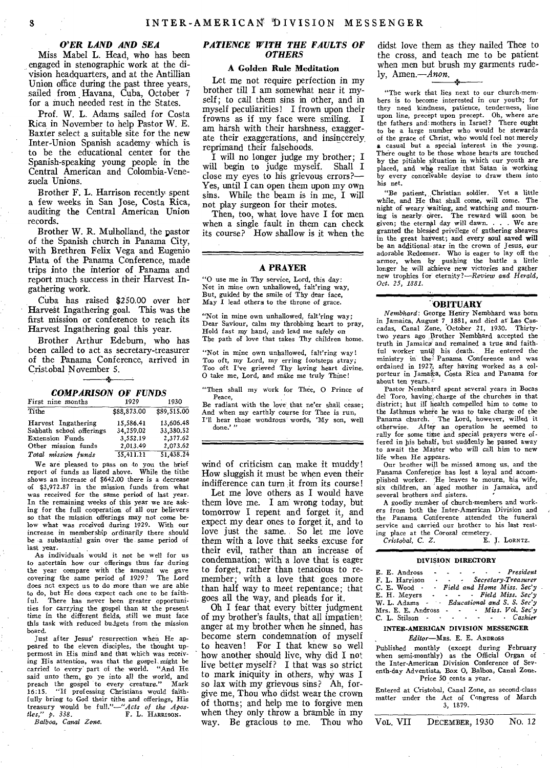## O'ER LAND AND SEA

Miss Mabel L. Head, who has been engaged in stenographic work at the division headquarters, and at the Antillian Union office during the past three years, sailed from Havana, Cuba, October 7 for a much needed rest in the States.

Prof. W. L. Adams sailed for Costa Rica in November to help Pastor W. E. Baxter select a suitable site for the new Inter-Union Spanish academy which is to be the educational center for the Spanish-speaking young people in the Central American and Colombia-Venezuela Unions.

Brother F. L. Harrison recently spent a few weeks in San Jose, Costa Rica, auditing the Central American Union records.

Brother W. R. Mulholland, the pastor of the Spanish church in Panama City, with Brethren Felix Vega and Eugenio Plata of the Panama Conference, made trips into the interior of Panama and report much success in their Harvest Ingathering work.

Cuba has raised $250.00 over her Harvest Ingathering goal. This was the first mission or conference to reach its Harvest Ingathering goal this year.

Brother Arthur Edeburn, who has been called to act as secretary-treasurer of the Panama Conference, arrived in Cristobal November 5.

## COMPARISON OF FUNDS

| First nine months | 1929 | 1930 |
|---|---|---|
| Tithe | $88,873.00 | $89,515.00 |
| Harvest Ingathering | 15,586.41 | 13,606.48 |
| Sabbath school offerings | 34,259.02 | 33,380.52 |
| Extension Funds | 3,552.19 | 2,377.62 |
| Other mission funds | 2,013.49 | 2,073.62 |
| *Total mission funds* | 55,411.11 | 51,438.24 |

We are pleased to pass on to you the brief report of funds as listed above. While the tithe shows an increase of $642.00 there is a decrease of $3,972.87 in the mission funds from what was received for the same period of last year. In the remaining weeks of this year we are asking for the full cooperation of all our believers so that the mission offerings may not come below what was received during 1929. With our increase in membership ordinarily there should be a substantial gain over the same period of last year.

As individuals would it not be well for us to ascertain how our offerings thus far during the year compare with the amount we gave covering the same period of 1929? The Lord does not expect us to do more than we are able to do, but He does expect each one to be faithful. There has never been greater opportunities for carrying the gospel than at the present time in the different fields, still we must face this task with reduced budgets from the mission board.

Just after Jesus' resurrection when He appeared to the eleven disciples, the thought uppermost in His mind and that which was receiving His attention, was that the gospel might be carried to every part of the world. "And He said unto them, go ye into all the world, and preach the gospel to every creature." Mark 16:15. "If professing Christians would faithfully bring to God their tithe and offerings, His treasury would be full."—*"Acts of the Apostles," p. 338.*

F. L. HARRISON.

*Balboa, Canal Zone.*

## PATIENCE WITH THE FAULTS OF OTHERS

### A Golden Rule Meditation

Let me not require perfection in my brother till I am somewhat near it myself; to call them sins in other, and in myself peculiarities! I frown upon their frowns as if my face were smiling. I am harsh with their harshness, exaggerate their exaggerations, and insincerely reprimand their falsehoods.

I will no longer judge my brother; I will begin to judge myself. Shall I close my eyes to his grievous errors?—Yes, until I can open them upon my own sins. While the beam is in me, I will not play surgeon for their motes.

Then, too, what love have I for men when a single fault in them can check its course? How shallow is it when the wind of criticism can make it muddy! How sluggish it must be when even their indifference can turn it from its course!

Let me love others as I would have them love me. I am wrong today, but tomorrow I repent and forget it, and expect my dear ones to forget it, and to love just the same. So let me love them with a love that seeks excuse for their evil, rather than an increase of condemnation; with a love that is eager to forget, rather than tenacious to remember; with a love that goes more than half way to meet repentance; that goes all the way, and pleads for it.

Oh I fear that every bitter judgment of my brother's faults, that all impatient anger at my brother when he sinned, has become stern condemnation of myself to heaven! For I that knew so well how another should live, why did I not live better myself? I that was so strict to mark iniquity in others, why was I so lax with my grievous sins? Ah, forgive me, Thou who didst wear the crown of thorns; and help me to forgive men when they only throw a bramble in my way. Be gracious to me. Thou who didst love them as they nailed Thee to the cross, and teach me to be patient when men but brush my garments rudely, Amen.—*Anon.*

## A PRAYER

"O use me in Thy service, Lord, this day:
Not in mine own unhallowed, falt'ring way,
But, guided by the smile of Thy dear face,
May I lead others to the throne of grace.

"Not in mine own unhallowed, falt'ring way;
Dear Saviour, calm my throbbing heart to pray,
Hold fast my hand, and lead me safely on
The path of love that takes Thy children home.

"Not in mine own unhallowed, falt'ring way!
Too oft, my Lord, my erring footsteps stray;
Too oft I've grieved Thy loving heart divine.
O take me, Lord, and make me truly Thine!

"Then shall my work for Thee, O Prince of Peace,
Be radiant with the love that ne'er shall cease;
And when my earthly course for Thee is run,
I'll hear those wondrous words, 'My son, well done.' "

---

"The work that lies next to our church-members is to become interested in our youth; for they need kindness, patience, tenderness, line upon line, precept upon precept. Oh, where are the fathers and mothers in Israel? There ought to be a large number who would be stewards of the grace of Christ, who would feel not merely a casual but a special interest in the young. There ought to be those whose hearts are touched by the pitiable situation in which our youth are placed, and who realize that Satan is working by every conceivable devise to draw them into his net.

"Be patient, Christian soldier. Yet a little while, and He that shall come, will come. The night of weary waiting, and watching and mourning is nearly over. The reward will soon be given; the eternal day will dawn. . . . We are granted the blessed privilege of gathering sheaves in the great harvest; and every soul saved will be an additional star in the crown of Jesus, our adorable Redeemer. Who is eager to lay off the armor, when by pushing the battle a little longer he will achieve new victories and gather new trophies for eternity?—*Review and Herald, Oct. 25, 1881.*

## OBITUARY

*Nembhard:* George Henry Nembhard was born in Jamaica, August 7, 1881, and died at Las Cascadas, Canal Zone, October 21, 1930. Thirty-two years ago Brother Nembhard accepted the truth in Jamaica and remained a true and faithful worker until his death. He entered the ministry in the Panama Conference and was ordained in 1927, after having worked as a colporteur in Jamaica, Costa Rica and Panama for about ten years.

Pastor Nembhard spent several years in Bocas del Toro, having charge of the churches in that district; but ill health compelled him to come to the Isthmus where he was to take charge of the Panama church. The Lord, however, willed it otherwise. After an operation he seemed to rally for some time and special prayers were offered in his behalf, but suddenly he passed away to await the Master who will call him to new life when He appears.

Our brother will be missed among us, and the Panama Conference has lost a loyal and accomplished worker. He leaves to mourn, his wife, six children, an aged mother in Jamaica, and several brothers and sisters.

A goodly number of church-members and workers from both the Inter-American Division and the Panama Conference attended the funeral service and carried our brother to his last resting place at the Corozal cemetery.

*Cristobal, C. Z.* E. J. LORNTZ.

### DIVISION DIRECTORY

E. E. Andross - - - - - - *President*
F. L. Harrison - - - *Secretary-Treasurer*
C. E. Wood - - *Field and Home Miss. Sec'y*
E. H. Meyers - - - - *Field Miss. Sec'y*
W. L. Adams - - *Educational and S. S. Sec'y*
Mrs. E. E. Andross - - - *Miss. Vol. Sec'y*
C. L. Stilson - - - - - - - *Cashier*

### INTER-AMERICAN DIVISION MESSENGER

*Editor*—MRS. E. E. ANDROSS

Published monthly (except during February when semi-monthly) as the Official Organ of the Inter-American Division Conference of Seventh-day Adventists, Box O, Balboa, Canal Zone. Price 50 cents a year.

Entered at Cristobal, Canal Zone, as second-class matter under the Act of Congress of March 3, 1879.

VOL. VII DECEMBER, 1930 NO. 12